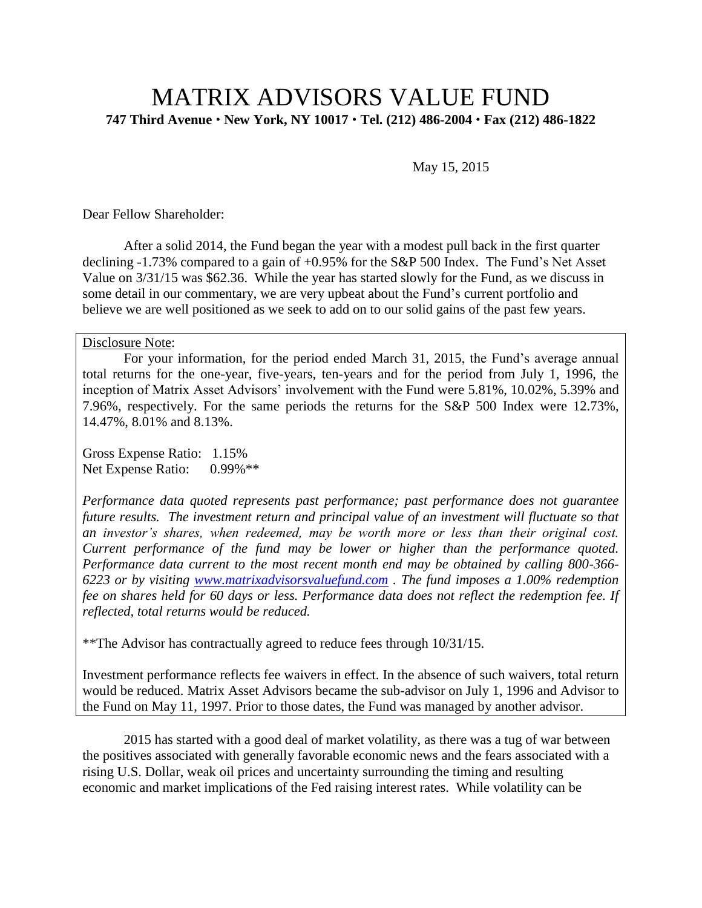# MATRIX ADVISORS VALUE FUND

**747 Third Avenue • New York, NY 10017 • Tel. (212) 486-2004 • Fax (212) 486-1822**

May 15, 2015

Dear Fellow Shareholder:

After a solid 2014, the Fund began the year with a modest pull back in the first quarter declining -1.73% compared to a gain of +0.95% for the S&P 500 Index. The Fund's Net Asset Value on 3/31/15 was $62.36. While the year has started slowly for the Fund, as we discuss in some detail in our commentary, we are very upbeat about the Fund's current portfolio and believe we are well positioned as we seek to add on to our solid gains of the past few years.

Disclosure Note:

For your information, for the period ended March 31, 2015, the Fund's average annual total returns for the one-year, five-years, ten-years and for the period from July 1, 1996, the inception of Matrix Asset Advisors' involvement with the Fund were 5.81%, 10.02%, 5.39% and 7.96%, respectively. For the same periods the returns for the S&P 500 Index were 12.73%, 14.47%, 8.01% and 8.13%.

Gross Expense Ratio: 1.15%
Net Expense Ratio: 0.99%**

*Performance data quoted represents past performance; past performance does not guarantee future results. The investment return and principal value of an investment will fluctuate so that an investor's shares, when redeemed, may be worth more or less than their original cost. Current performance of the fund may be lower or higher than the performance quoted. Performance data current to the most recent month end may be obtained by calling 800-366-6223 or by visiting [www.matrixadvisorsvaluefund.com](http://www.matrixadvisorsvaluefund.com) . The fund imposes a 1.00% redemption fee on shares held for 60 days or less. Performance data does not reflect the redemption fee. If reflected, total returns would be reduced.*

**The Advisor has contractually agreed to reduce fees through 10/31/15.

Investment performance reflects fee waivers in effect. In the absence of such waivers, total return would be reduced. Matrix Asset Advisors became the sub-advisor on July 1, 1996 and Advisor to the Fund on May 11, 1997. Prior to those dates, the Fund was managed by another advisor.

2015 has started with a good deal of market volatility, as there was a tug of war between the positives associated with generally favorable economic news and the fears associated with a rising U.S. Dollar, weak oil prices and uncertainty surrounding the timing and resulting economic and market implications of the Fed raising interest rates. While volatility can be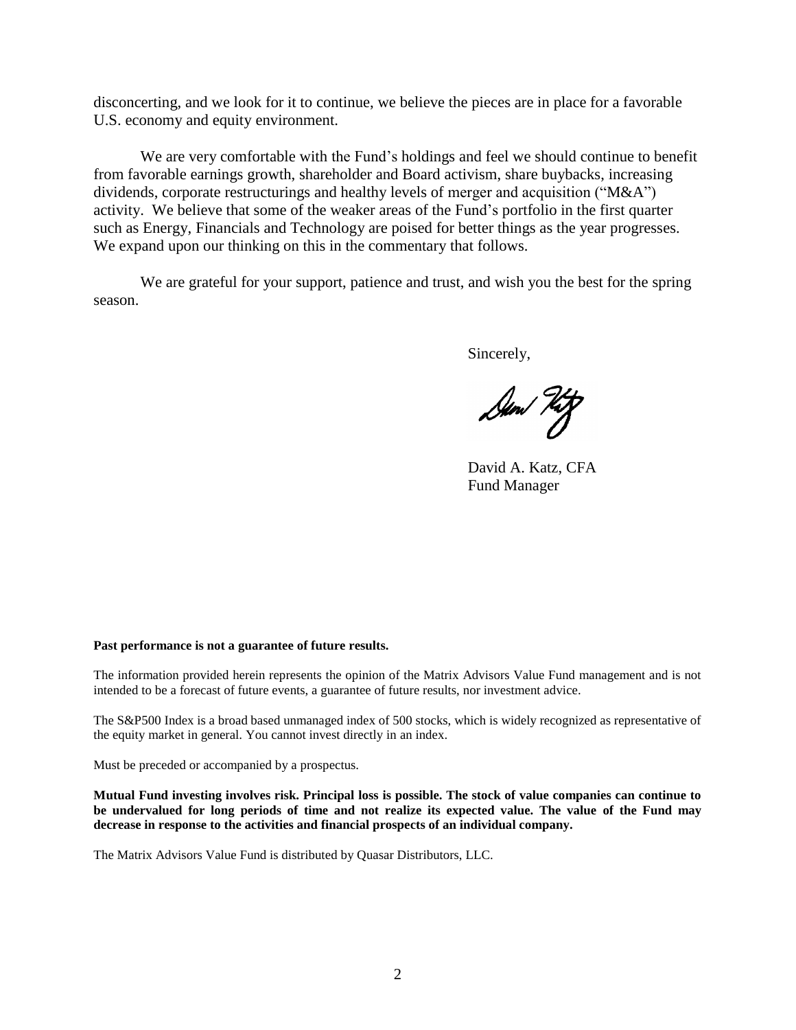disconcerting, and we look for it to continue, we believe the pieces are in place for a favorable U.S. economy and equity environment.

We are very comfortable with the Fund's holdings and feel we should continue to benefit from favorable earnings growth, shareholder and Board activism, share buybacks, increasing dividends, corporate restructurings and healthy levels of merger and acquisition ("M&A") activity. We believe that some of the weaker areas of the Fund's portfolio in the first quarter such as Energy, Financials and Technology are poised for better things as the year progresses. We expand upon our thinking on this in the commentary that follows.

We are grateful for your support, patience and trust, and wish you the best for the spring season.

Sincerely,

David A. Katz, CFA
Fund Manager

**Past performance is not a guarantee of future results.**

The information provided herein represents the opinion of the Matrix Advisors Value Fund management and is not intended to be a forecast of future events, a guarantee of future results, nor investment advice.

The S&P500 Index is a broad based unmanaged index of 500 stocks, which is widely recognized as representative of the equity market in general. You cannot invest directly in an index.

Must be preceded or accompanied by a prospectus.

**Mutual Fund investing involves risk. Principal loss is possible. The stock of value companies can continue to be undervalued for long periods of time and not realize its expected value. The value of the Fund may decrease in response to the activities and financial prospects of an individual company.**

The Matrix Advisors Value Fund is distributed by Quasar Distributors, LLC.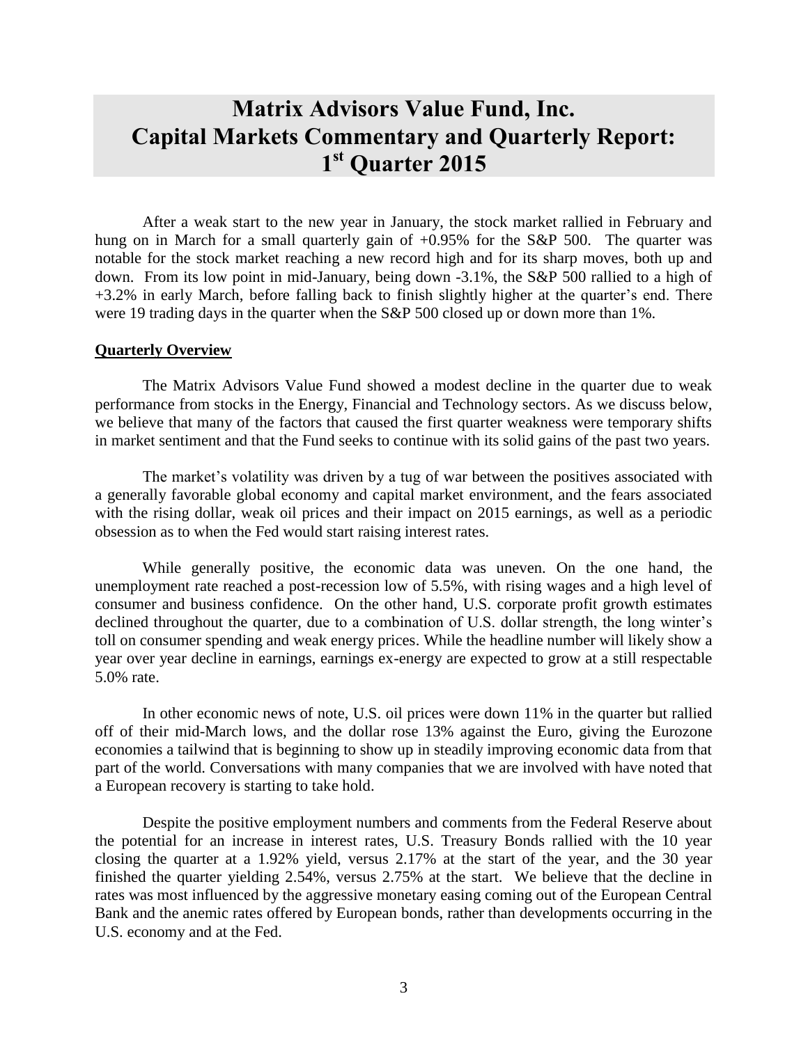# Matrix Advisors Value Fund, Inc.
# Capital Markets Commentary and Quarterly Report: 1st Quarter 2015

After a weak start to the new year in January, the stock market rallied in February and hung on in March for a small quarterly gain of +0.95% for the S&P 500. The quarter was notable for the stock market reaching a new record high and for its sharp moves, both up and down. From its low point in mid-January, being down -3.1%, the S&P 500 rallied to a high of +3.2% in early March, before falling back to finish slightly higher at the quarter's end. There were 19 trading days in the quarter when the S&P 500 closed up or down more than 1%.

## Quarterly Overview

The Matrix Advisors Value Fund showed a modest decline in the quarter due to weak performance from stocks in the Energy, Financial and Technology sectors. As we discuss below, we believe that many of the factors that caused the first quarter weakness were temporary shifts in market sentiment and that the Fund seeks to continue with its solid gains of the past two years.

The market's volatility was driven by a tug of war between the positives associated with a generally favorable global economy and capital market environment, and the fears associated with the rising dollar, weak oil prices and their impact on 2015 earnings, as well as a periodic obsession as to when the Fed would start raising interest rates.

While generally positive, the economic data was uneven. On the one hand, the unemployment rate reached a post-recession low of 5.5%, with rising wages and a high level of consumer and business confidence. On the other hand, U.S. corporate profit growth estimates declined throughout the quarter, due to a combination of U.S. dollar strength, the long winter's toll on consumer spending and weak energy prices. While the headline number will likely show a year over year decline in earnings, earnings ex-energy are expected to grow at a still respectable 5.0% rate.

In other economic news of note, U.S. oil prices were down 11% in the quarter but rallied off of their mid-March lows, and the dollar rose 13% against the Euro, giving the Eurozone economies a tailwind that is beginning to show up in steadily improving economic data from that part of the world. Conversations with many companies that we are involved with have noted that a European recovery is starting to take hold.

Despite the positive employment numbers and comments from the Federal Reserve about the potential for an increase in interest rates, U.S. Treasury Bonds rallied with the 10 year closing the quarter at a 1.92% yield, versus 2.17% at the start of the year, and the 30 year finished the quarter yielding 2.54%, versus 2.75% at the start. We believe that the decline in rates was most influenced by the aggressive monetary easing coming out of the European Central Bank and the anemic rates offered by European bonds, rather than developments occurring in the U.S. economy and at the Fed.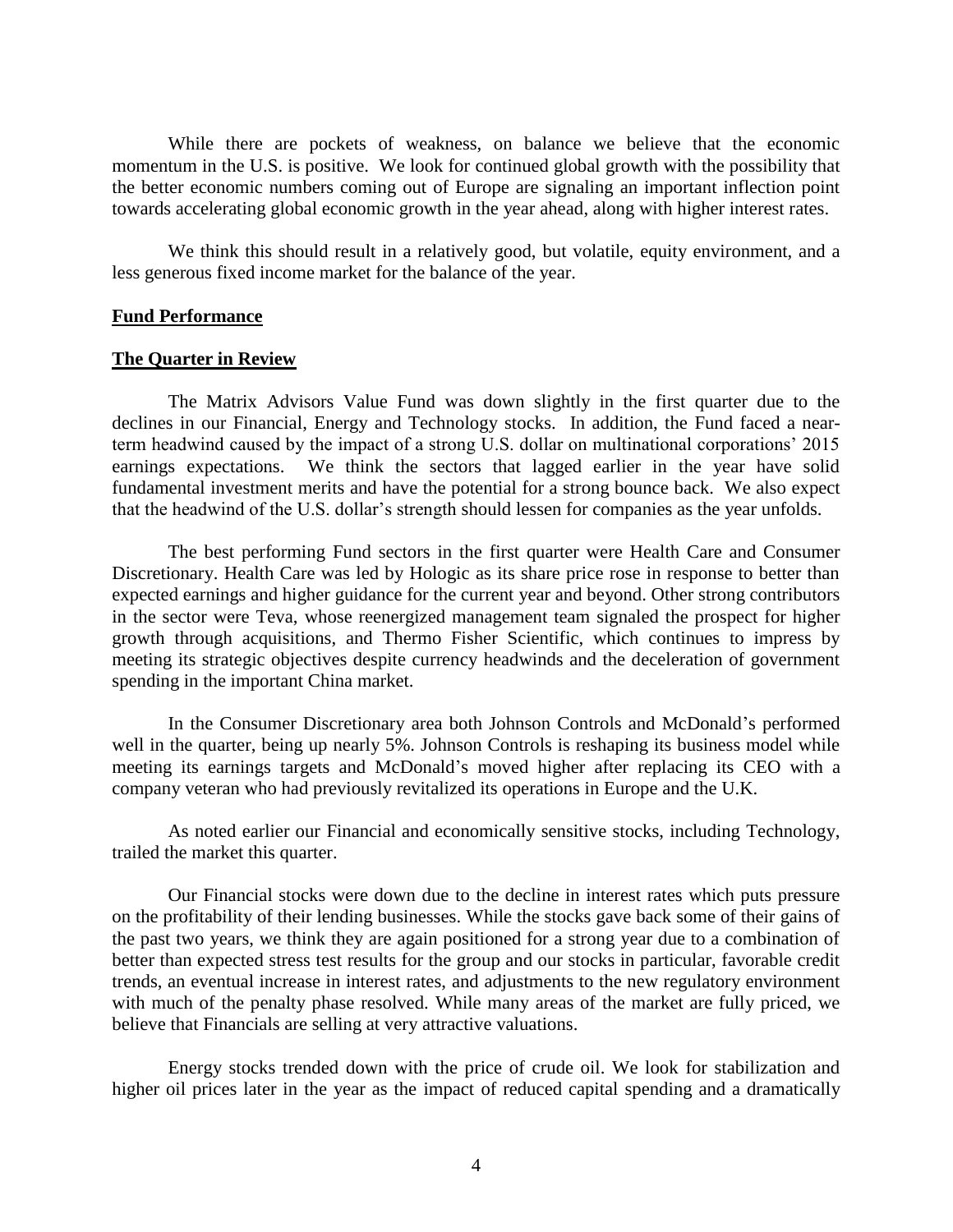While there are pockets of weakness, on balance we believe that the economic momentum in the U.S. is positive. We look for continued global growth with the possibility that the better economic numbers coming out of Europe are signaling an important inflection point towards accelerating global economic growth in the year ahead, along with higher interest rates.

We think this should result in a relatively good, but volatile, equity environment, and a less generous fixed income market for the balance of the year.

## Fund Performance

### The Quarter in Review

The Matrix Advisors Value Fund was down slightly in the first quarter due to the declines in our Financial, Energy and Technology stocks. In addition, the Fund faced a near-term headwind caused by the impact of a strong U.S. dollar on multinational corporations' 2015 earnings expectations. We think the sectors that lagged earlier in the year have solid fundamental investment merits and have the potential for a strong bounce back. We also expect that the headwind of the U.S. dollar's strength should lessen for companies as the year unfolds.

The best performing Fund sectors in the first quarter were Health Care and Consumer Discretionary. Health Care was led by Hologic as its share price rose in response to better than expected earnings and higher guidance for the current year and beyond. Other strong contributors in the sector were Teva, whose reenergized management team signaled the prospect for higher growth through acquisitions, and Thermo Fisher Scientific, which continues to impress by meeting its strategic objectives despite currency headwinds and the deceleration of government spending in the important China market.

In the Consumer Discretionary area both Johnson Controls and McDonald's performed well in the quarter, being up nearly 5%. Johnson Controls is reshaping its business model while meeting its earnings targets and McDonald's moved higher after replacing its CEO with a company veteran who had previously revitalized its operations in Europe and the U.K.

As noted earlier our Financial and economically sensitive stocks, including Technology, trailed the market this quarter.

Our Financial stocks were down due to the decline in interest rates which puts pressure on the profitability of their lending businesses. While the stocks gave back some of their gains of the past two years, we think they are again positioned for a strong year due to a combination of better than expected stress test results for the group and our stocks in particular, favorable credit trends, an eventual increase in interest rates, and adjustments to the new regulatory environment with much of the penalty phase resolved. While many areas of the market are fully priced, we believe that Financials are selling at very attractive valuations.

Energy stocks trended down with the price of crude oil. We look for stabilization and higher oil prices later in the year as the impact of reduced capital spending and a dramatically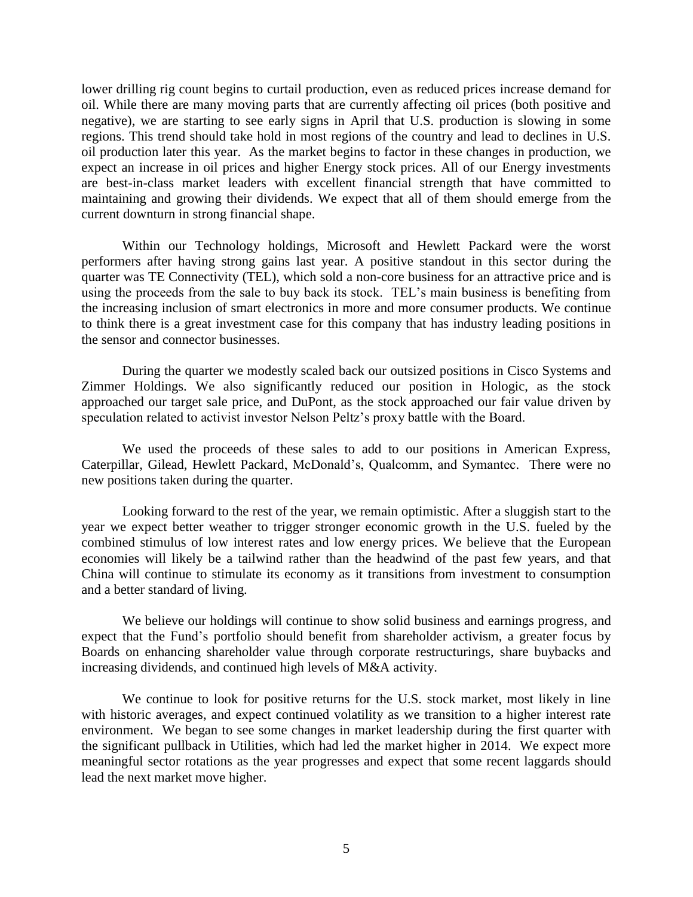lower drilling rig count begins to curtail production, even as reduced prices increase demand for oil. While there are many moving parts that are currently affecting oil prices (both positive and negative), we are starting to see early signs in April that U.S. production is slowing in some regions. This trend should take hold in most regions of the country and lead to declines in U.S. oil production later this year. As the market begins to factor in these changes in production, we expect an increase in oil prices and higher Energy stock prices. All of our Energy investments are best-in-class market leaders with excellent financial strength that have committed to maintaining and growing their dividends. We expect that all of them should emerge from the current downturn in strong financial shape.

Within our Technology holdings, Microsoft and Hewlett Packard were the worst performers after having strong gains last year. A positive standout in this sector during the quarter was TE Connectivity (TEL), which sold a non-core business for an attractive price and is using the proceeds from the sale to buy back its stock. TEL's main business is benefiting from the increasing inclusion of smart electronics in more and more consumer products. We continue to think there is a great investment case for this company that has industry leading positions in the sensor and connector businesses.

During the quarter we modestly scaled back our outsized positions in Cisco Systems and Zimmer Holdings. We also significantly reduced our position in Hologic, as the stock approached our target sale price, and DuPont, as the stock approached our fair value driven by speculation related to activist investor Nelson Peltz's proxy battle with the Board.

We used the proceeds of these sales to add to our positions in American Express, Caterpillar, Gilead, Hewlett Packard, McDonald's, Qualcomm, and Symantec. There were no new positions taken during the quarter.

Looking forward to the rest of the year, we remain optimistic. After a sluggish start to the year we expect better weather to trigger stronger economic growth in the U.S. fueled by the combined stimulus of low interest rates and low energy prices. We believe that the European economies will likely be a tailwind rather than the headwind of the past few years, and that China will continue to stimulate its economy as it transitions from investment to consumption and a better standard of living.

We believe our holdings will continue to show solid business and earnings progress, and expect that the Fund's portfolio should benefit from shareholder activism, a greater focus by Boards on enhancing shareholder value through corporate restructurings, share buybacks and increasing dividends, and continued high levels of M&A activity.

We continue to look for positive returns for the U.S. stock market, most likely in line with historic averages, and expect continued volatility as we transition to a higher interest rate environment. We began to see some changes in market leadership during the first quarter with the significant pullback in Utilities, which had led the market higher in 2014. We expect more meaningful sector rotations as the year progresses and expect that some recent laggards should lead the next market move higher.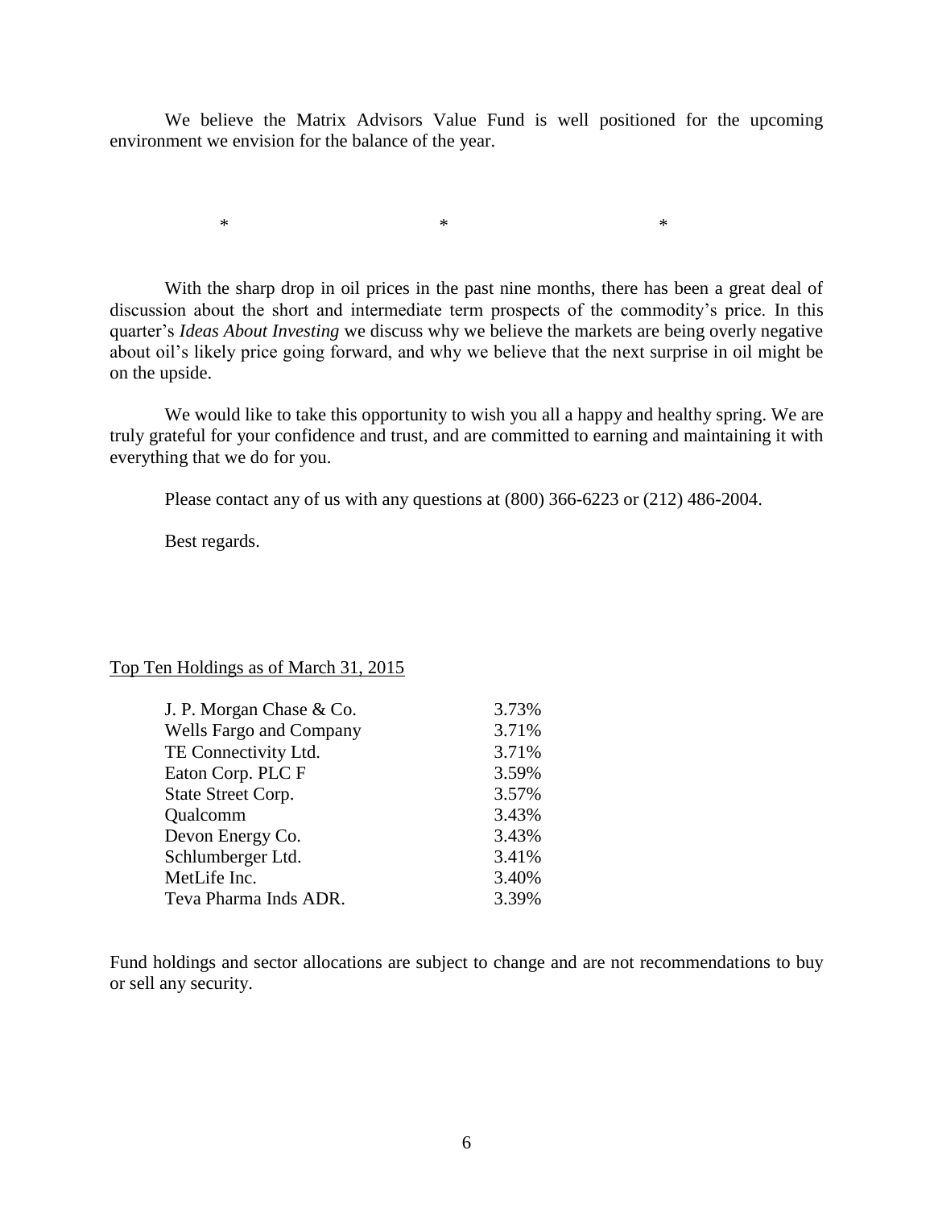We believe the Matrix Advisors Value Fund is well positioned for the upcoming environment we envision for the balance of the year.

\* \* \*

With the sharp drop in oil prices in the past nine months, there has been a great deal of discussion about the short and intermediate term prospects of the commodity's price. In this quarter's *Ideas About Investing* we discuss why we believe the markets are being overly negative about oil's likely price going forward, and why we believe that the next surprise in oil might be on the upside.

We would like to take this opportunity to wish you all a happy and healthy spring. We are truly grateful for your confidence and trust, and are committed to earning and maintaining it with everything that we do for you.

Please contact any of us with any questions at (800) 366-6223 or (212) 486-2004.

Best regards.

Top Ten Holdings as of March 31, 2015

| Holding | % |
|---|---|
| J. P. Morgan Chase & Co. | 3.73% |
| Wells Fargo and Company | 3.71% |
| TE Connectivity Ltd. | 3.71% |
| Eaton Corp. PLC F | 3.59% |
| State Street Corp. | 3.57% |
| Qualcomm | 3.43% |
| Devon Energy Co. | 3.43% |
| Schlumberger Ltd. | 3.41% |
| MetLife Inc. | 3.40% |
| Teva Pharma Inds ADR. | 3.39% |

Fund holdings and sector allocations are subject to change and are not recommendations to buy or sell any security.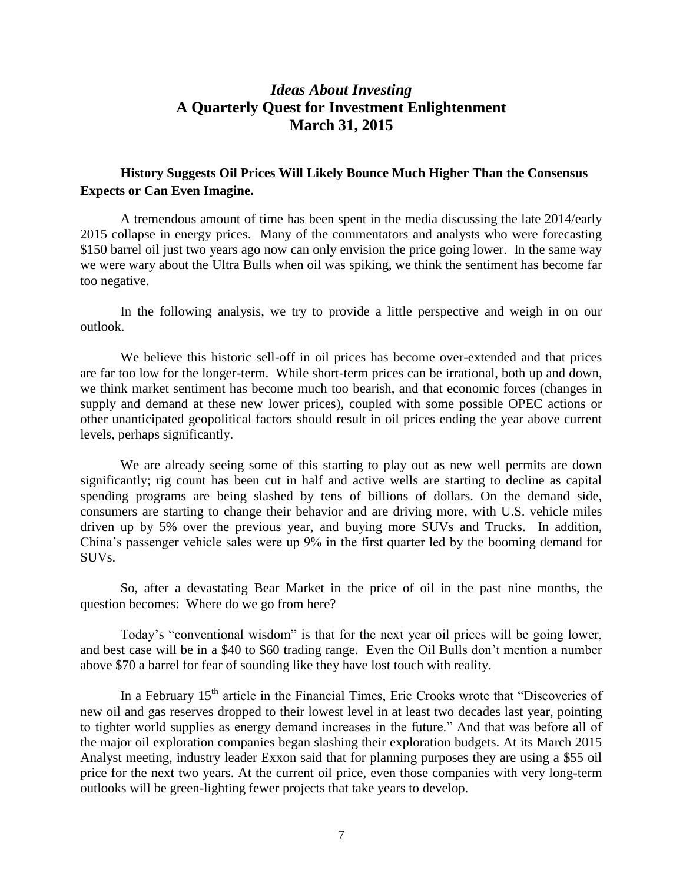# *Ideas About Investing*
# A Quarterly Quest for Investment Enlightenment
# March 31, 2015

**History Suggests Oil Prices Will Likely Bounce Much Higher Than the Consensus Expects or Can Even Imagine.**

A tremendous amount of time has been spent in the media discussing the late 2014/early 2015 collapse in energy prices. Many of the commentators and analysts who were forecasting \$150 barrel oil just two years ago now can only envision the price going lower. In the same way we were wary about the Ultra Bulls when oil was spiking, we think the sentiment has become far too negative.

In the following analysis, we try to provide a little perspective and weigh in on our outlook.

We believe this historic sell-off in oil prices has become over-extended and that prices are far too low for the longer-term. While short-term prices can be irrational, both up and down, we think market sentiment has become much too bearish, and that economic forces (changes in supply and demand at these new lower prices), coupled with some possible OPEC actions or other unanticipated geopolitical factors should result in oil prices ending the year above current levels, perhaps significantly.

We are already seeing some of this starting to play out as new well permits are down significantly; rig count has been cut in half and active wells are starting to decline as capital spending programs are being slashed by tens of billions of dollars. On the demand side, consumers are starting to change their behavior and are driving more, with U.S. vehicle miles driven up by 5% over the previous year, and buying more SUVs and Trucks. In addition, China's passenger vehicle sales were up 9% in the first quarter led by the booming demand for SUVs.

So, after a devastating Bear Market in the price of oil in the past nine months, the question becomes: Where do we go from here?

Today's "conventional wisdom" is that for the next year oil prices will be going lower, and best case will be in a \$40 to \$60 trading range. Even the Oil Bulls don't mention a number above \$70 a barrel for fear of sounding like they have lost touch with reality.

In a February 15th article in the Financial Times, Eric Crooks wrote that "Discoveries of new oil and gas reserves dropped to their lowest level in at least two decades last year, pointing to tighter world supplies as energy demand increases in the future." And that was before all of the major oil exploration companies began slashing their exploration budgets. At its March 2015 Analyst meeting, industry leader Exxon said that for planning purposes they are using a \$55 oil price for the next two years. At the current oil price, even those companies with very long-term outlooks will be green-lighting fewer projects that take years to develop.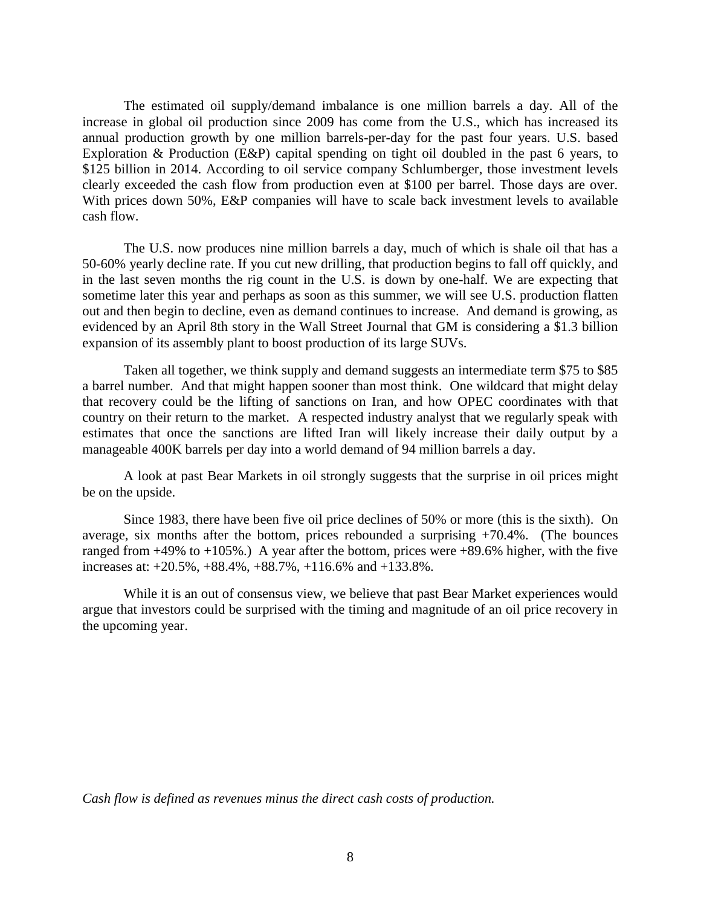The estimated oil supply/demand imbalance is one million barrels a day. All of the increase in global oil production since 2009 has come from the U.S., which has increased its annual production growth by one million barrels-per-day for the past four years. U.S. based Exploration & Production (E&P) capital spending on tight oil doubled in the past 6 years, to $125 billion in 2014. According to oil service company Schlumberger, those investment levels clearly exceeded the cash flow from production even at $100 per barrel. Those days are over. With prices down 50%, E&P companies will have to scale back investment levels to available cash flow.

The U.S. now produces nine million barrels a day, much of which is shale oil that has a 50-60% yearly decline rate. If you cut new drilling, that production begins to fall off quickly, and in the last seven months the rig count in the U.S. is down by one-half. We are expecting that sometime later this year and perhaps as soon as this summer, we will see U.S. production flatten out and then begin to decline, even as demand continues to increase. And demand is growing, as evidenced by an April 8th story in the Wall Street Journal that GM is considering a $1.3 billion expansion of its assembly plant to boost production of its large SUVs.

Taken all together, we think supply and demand suggests an intermediate term $75 to $85 a barrel number. And that might happen sooner than most think. One wildcard that might delay that recovery could be the lifting of sanctions on Iran, and how OPEC coordinates with that country on their return to the market. A respected industry analyst that we regularly speak with estimates that once the sanctions are lifted Iran will likely increase their daily output by a manageable 400K barrels per day into a world demand of 94 million barrels a day.

A look at past Bear Markets in oil strongly suggests that the surprise in oil prices might be on the upside.

Since 1983, there have been five oil price declines of 50% or more (this is the sixth). On average, six months after the bottom, prices rebounded a surprising +70.4%. (The bounces ranged from +49% to +105%.) A year after the bottom, prices were +89.6% higher, with the five increases at: +20.5%, +88.4%, +88.7%, +116.6% and +133.8%.

While it is an out of consensus view, we believe that past Bear Market experiences would argue that investors could be surprised with the timing and magnitude of an oil price recovery in the upcoming year.

*Cash flow is defined as revenues minus the direct cash costs of production.*